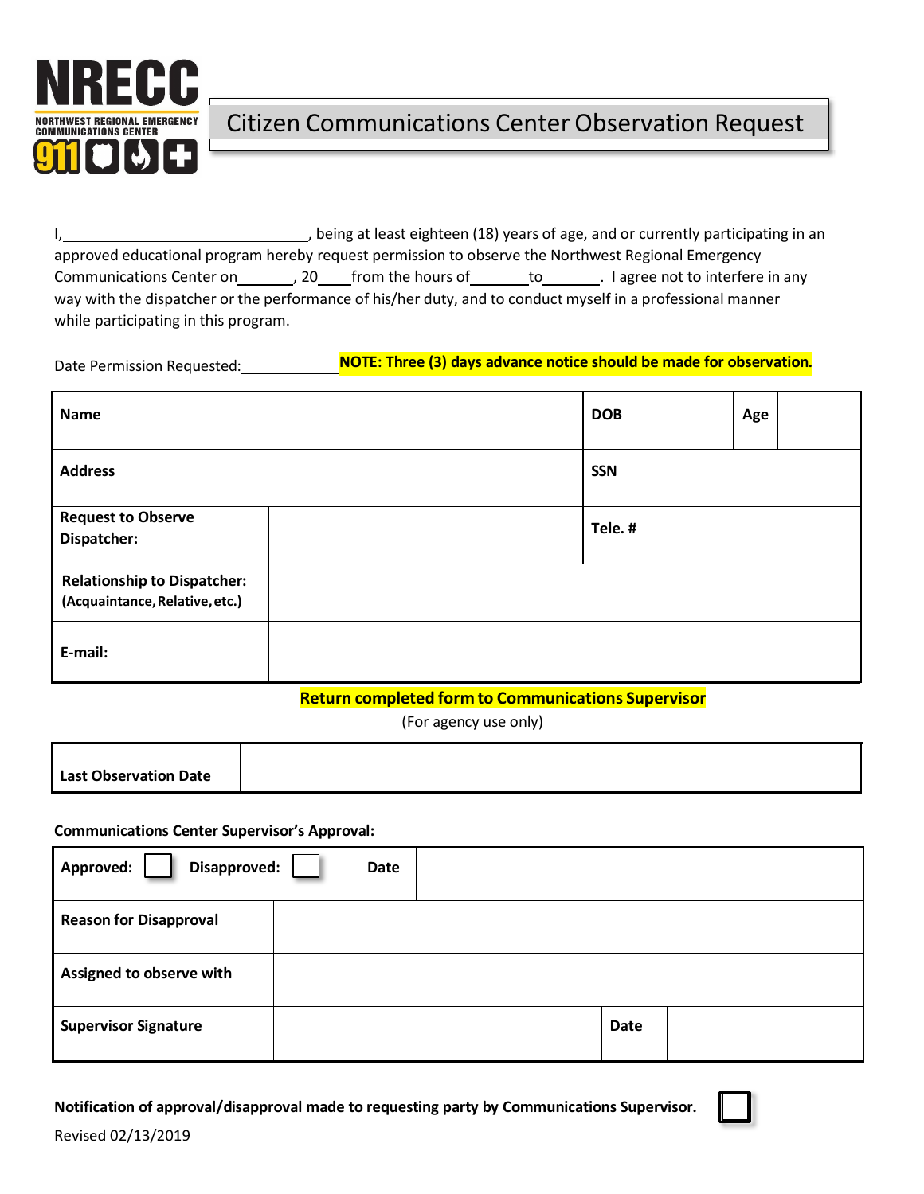# NRECC

NORTHWEST REGIONAL EMERGENCY COMMUNICATIONS CENTER

911

## Citizen Communications Center Observation Request

I,______________________________, being at least eighteen (18) years of age, and or currently participating in an approved educational program hereby request permission to observe the Northwest Regional Emergency Communications Center on_______, 20____from the hours of_______to_______. I agree not to interfere in any way with the dispatcher or the performance of his/her duty, and to conduct myself in a professional manner while participating in this program.

Date Permission Requested:____________ **NOTE: Three (3) days advance notice should be made for observation.**

| **Name** | | **DOB** | | **Age** | |
|---|---|---|---|---|---|
| **Address** | | **SSN** | | | |
| **Request to Observe Dispatcher:** | | **Tele. #** | | | |
| **Relationship to Dispatcher: (Acquaintance, Relative, etc.)** | | | | | |
| **E-mail:** | | | | | |

**Return completed form to Communications Supervisor**

(For agency use only)

| **Last Observation Date** | |
|---|---|

**Communications Center Supervisor's Approval:**

| **Approved:** ☐ **Disapproved:** ☐ | **Date** | | |
|---|---|---|---|
| **Reason for Disapproval** | | | |
| **Assigned to observe with** | | | |
| **Supervisor Signature** | | **Date** | |

**Notification of approval/disapproval made to requesting party by Communications Supervisor.** ☐

Revised 02/13/2019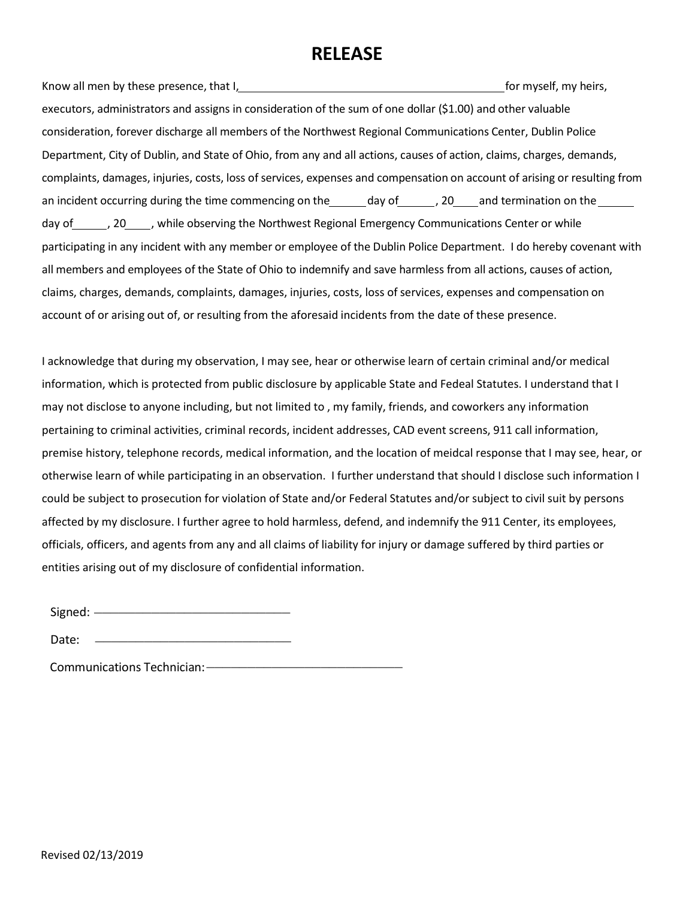# RELEASE

Know all men by these presence, that I,\_\_\_\_\_\_\_\_\_\_\_\_\_\_\_\_\_\_\_\_\_\_\_\_\_\_\_\_\_\_\_\_\_\_\_\_\_\_\_\_\_\_\_\_ for myself, my heirs, executors, administrators and assigns in consideration of the sum of one dollar ($1.00) and other valuable consideration, forever discharge all members of the Northwest Regional Communications Center, Dublin Police Department, City of Dublin, and State of Ohio, from any and all actions, causes of action, claims, charges, demands, complaints, damages, injuries, costs, loss of services, expenses and compensation on account of arising or resulting from an incident occurring during the time commencing on the\_\_\_\_\_\_ day of\_\_\_\_\_\_, 20\_\_\_\_ and termination on the\_\_\_\_\_\_ day of\_\_\_\_\_\_, 20\_\_\_\_, while observing the Northwest Regional Emergency Communications Center or while participating in any incident with any member or employee of the Dublin Police Department. I do hereby covenant with all members and employees of the State of Ohio to indemnify and save harmless from all actions, causes of action, claims, charges, demands, complaints, damages, injuries, costs, loss of services, expenses and compensation on account of or arising out of, or resulting from the aforesaid incidents from the date of these presence.

I acknowledge that during my observation, I may see, hear or otherwise learn of certain criminal and/or medical information, which is protected from public disclosure by applicable State and Fedeal Statutes. I understand that I may not disclose to anyone including, but not limited to , my family, friends, and coworkers any information pertaining to criminal activities, criminal records, incident addresses, CAD event screens, 911 call information, premise history, telephone records, medical information, and the location of meidcal response that I may see, hear, or otherwise learn of while participating in an observation. I further understand that should I disclose such information I could be subject to prosecution for violation of State and/or Federal Statutes and/or subject to civil suit by persons affected by my disclosure. I further agree to hold harmless, defend, and indemnify the 911 Center, its employees, officials, officers, and agents from any and all claims of liability for injury or damage suffered by third parties or entities arising out of my disclosure of confidential information.

Signed: \_\_\_\_\_\_\_\_\_\_\_\_\_\_\_\_\_\_\_\_\_\_\_\_\_\_\_\_\_\_

Date: \_\_\_\_\_\_\_\_\_\_\_\_\_\_\_\_\_\_\_\_\_\_\_\_\_\_\_\_\_\_

Communications Technician: \_\_\_\_\_\_\_\_\_\_\_\_\_\_\_\_\_\_\_\_\_\_\_\_\_\_\_\_\_\_

Revised 02/13/2019